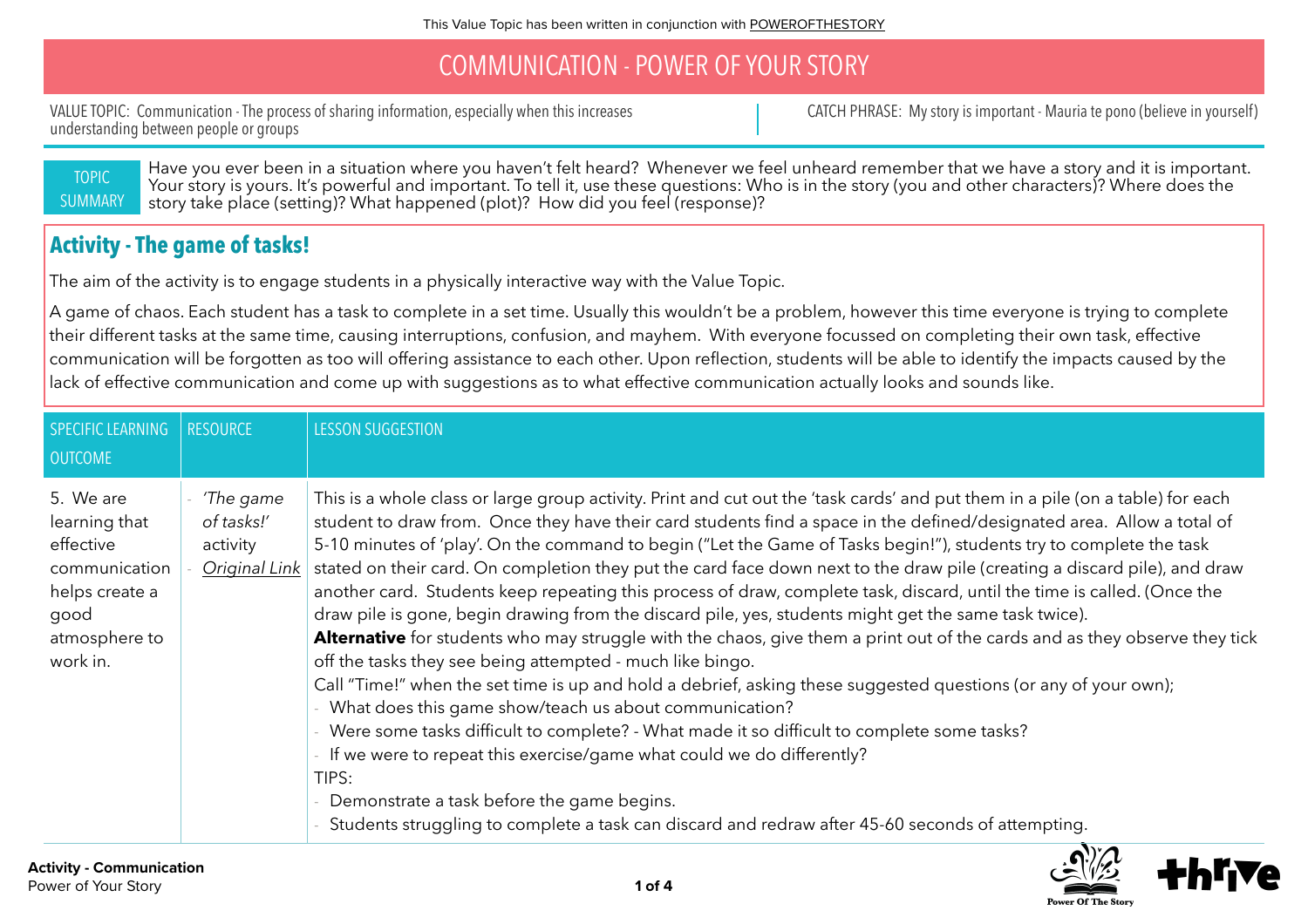This Value Topic has been written in conjunction with POWEROFTHESTORY

# COMMUNICATION - POWER OF YOUR STORY

VALUE TOPIC: Communication - The process of sharing information, especially when this increases understanding between people or groups

CATCH PHRASE: My story is important - Mauria te pono (believe in yourself)

**TOPIC SUMMARY**

Have you ever been in a situation where you haven't felt heard? Whenever we feel unheard remember that we have a story and it is important. Your story is yours. It's powerful and important. To tell it, use these questions: Who is in the story (you and other characters)? Where does the story take place (setting)? What happened (plot)? How did you feel (response)?

## Activity - The game of tasks!

The aim of the activity is to engage students in a physically interactive way with the Value Topic.

A game of chaos. Each student has a task to complete in a set time. Usually this wouldn't be a problem, however this time everyone is trying to complete their different tasks at the same time, causing interruptions, confusion, and mayhem. With everyone focussed on completing their own task, effective communication will be forgotten as too will offering assistance to each other. Upon reflection, students will be able to identify the impacts caused by the lack of effective communication and come up with suggestions as to what effective communication actually looks and sounds like.

| SPECIFIC LEARNING OUTCOME | RESOURCE | LESSON SUGGESTION |
|---|---|---|
| 5. We are learning that effective communication helps create a good atmosphere to work in. | - *'The game of tasks!'* activity<br>- *Original Link* | This is a whole class or large group activity. Print and cut out the 'task cards' and put them in a pile (on a table) for each student to draw from. Once they have their card students find a space in the defined/designated area. Allow a total of 5-10 minutes of 'play'. On the command to begin ("Let the Game of Tasks begin!"), students try to complete the task stated on their card. On completion they put the card face down next to the draw pile (creating a discard pile), and draw another card. Students keep repeating this process of draw, complete task, discard, until the time is called. (Once the draw pile is gone, begin drawing from the discard pile, yes, students might get the same task twice).<br>**Alternative** for students who may struggle with the chaos, give them a print out of the cards and as they observe they tick off the tasks they see being attempted - much like bingo.<br>Call "Time!" when the set time is up and hold a debrief, asking these suggested questions (or any of your own);<br>- What does this game show/teach us about communication?<br>- Were some tasks difficult to complete? - What made it so difficult to complete some tasks?<br>- If we were to repeat this exercise/game what could we do differently?<br>TIPS:<br>- Demonstrate a task before the game begins.<br>- Students struggling to complete a task can discard and redraw after 45-60 seconds of attempting. |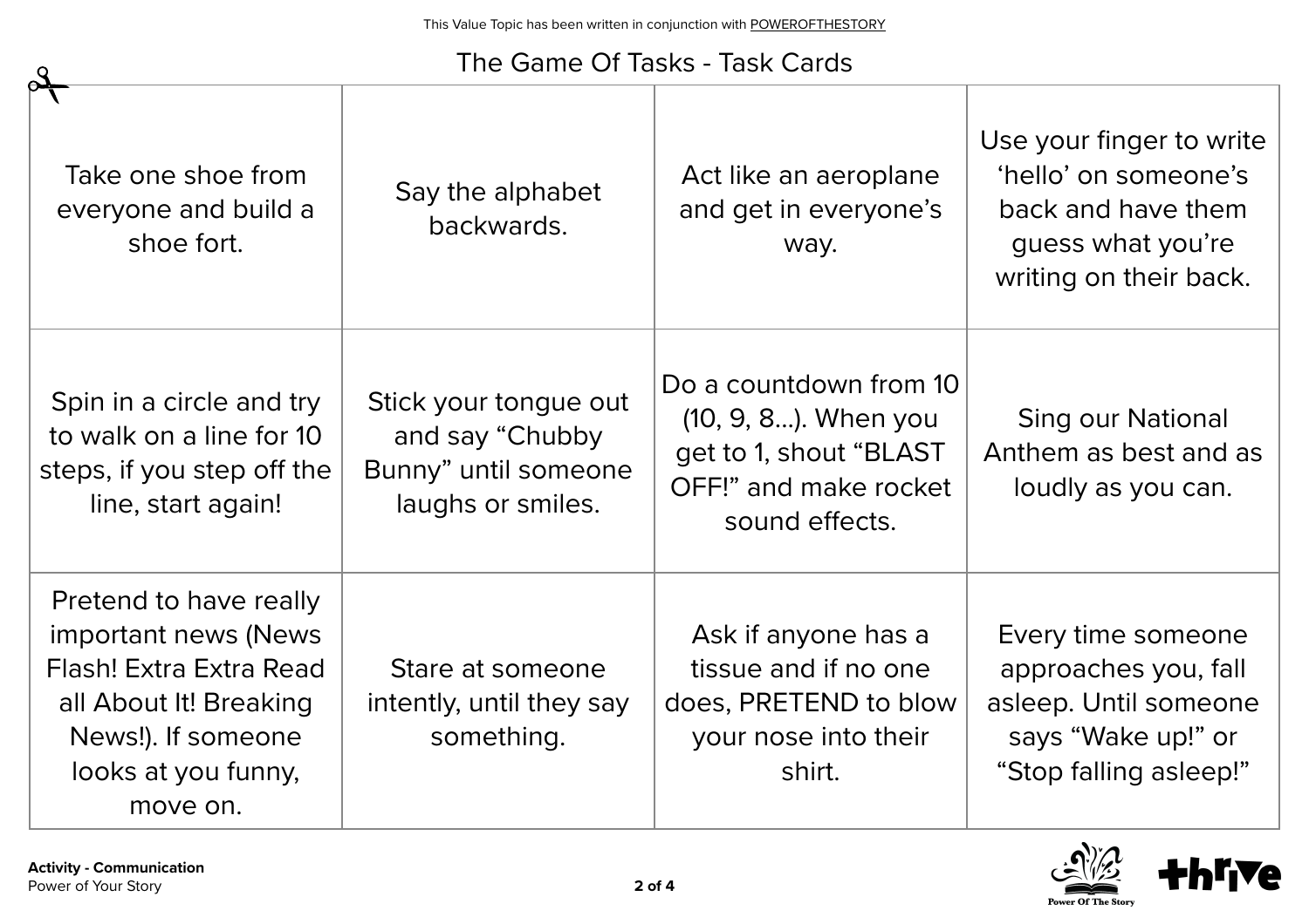This Value Topic has been written in conjunction with POWEROFTHESTORY

# The Game Of Tasks - Task Cards

| | | | |
|---|---|---|---|
| Take one shoe from everyone and build a shoe fort. | Say the alphabet backwards. | Act like an aeroplane and get in everyone's way. | Use your finger to write 'hello' on someone's back and have them guess what you're writing on their back. |
| Spin in a circle and try to walk on a line for 10 steps, if you step off the line, start again! | Stick your tongue out and say "Chubby Bunny" until someone laughs or smiles. | Do a countdown from 10 (10, 9, 8...). When you get to 1, shout "BLAST OFF!" and make rocket sound effects. | Sing our National Anthem as best and as loudly as you can. |
| Pretend to have really important news (News Flash! Extra Extra Read all About It! Breaking News!). If someone looks at you funny, move on. | Stare at someone intently, until they say something. | Ask if anyone has a tissue and if no one does, PRETEND to blow your nose into their shirt. | Every time someone approaches you, fall asleep. Until someone says "Wake up!" or "Stop falling asleep!" |

**Activity - Communication**
Power of Your Story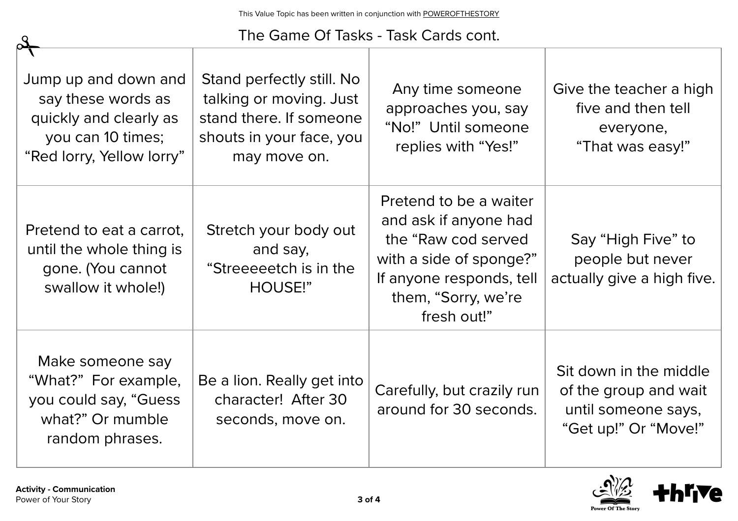This Value Topic has been written in conjunction with POWEROFTHESTORY

# The Game Of Tasks - Task Cards cont.

| | | | |
|---|---|---|---|
| Jump up and down and say these words as quickly and clearly as you can 10 times; “Red lorry, Yellow lorry” | Stand perfectly still. No talking or moving. Just stand there. If someone shouts in your face, you may move on. | Any time someone approaches you, say “No!” Until someone replies with “Yes!” | Give the teacher a high five and then tell everyone, “That was easy!” |
| Pretend to eat a carrot, until the whole thing is gone. (You cannot swallow it whole!) | Stretch your body out and say, “Streeeeetch is in the HOUSE!” | Pretend to be a waiter and ask if anyone had the “Raw cod served with a side of sponge?” If anyone responds, tell them, “Sorry, we’re fresh out!” | Say “High Five” to people but never actually give a high five. |
| Make someone say “What?” For example, you could say, “Guess what?” Or mumble random phrases. | Be a lion. Really get into character! After 30 seconds, move on. | Carefully, but crazily run around for 30 seconds. | Sit down in the middle of the group and wait until someone says, “Get up!” Or “Move!” |

**Activity - Communication**
Power of Your Story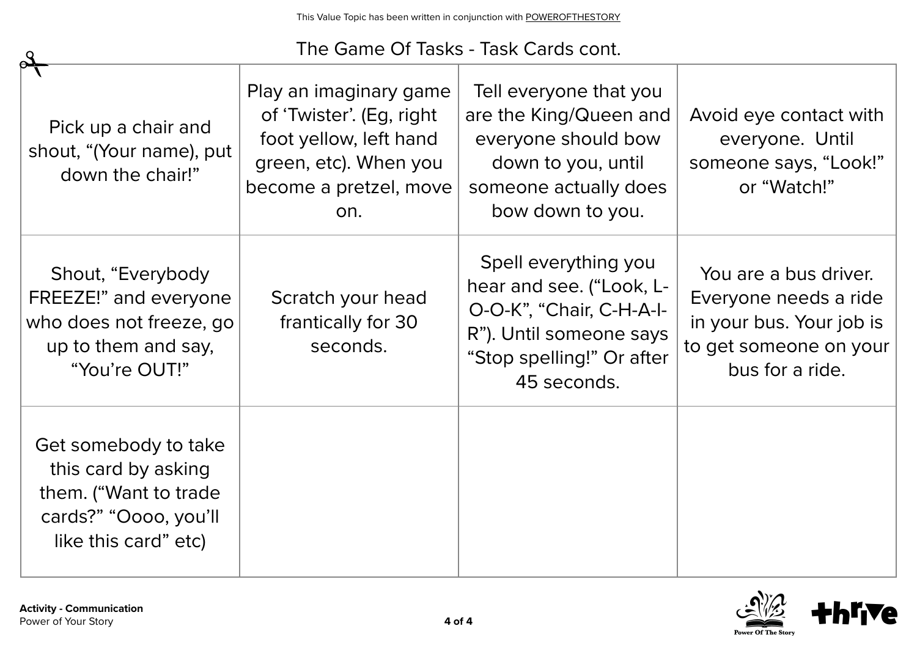## The Game Of Tasks - Task Cards cont.

| | | | |
|---|---|---|---|
| Pick up a chair and shout, "(Your name), put down the chair!" | Play an imaginary game of 'Twister'. (Eg, right foot yellow, left hand green, etc). When you become a pretzel, move on. | Tell everyone that you are the King/Queen and everyone should bow down to you, until someone actually does bow down to you. | Avoid eye contact with everyone. Until someone says, "Look!" or "Watch!" |
| Shout, "Everybody FREEZE!" and everyone who does not freeze, go up to them and say, "You're OUT!" | Scratch your head frantically for 30 seconds. | Spell everything you hear and see. ("Look, L-O-O-K", "Chair, C-H-A-I-R"). Until someone says "Stop spelling!" Or after 45 seconds. | You are a bus driver. Everyone needs a ride in your bus. Your job is to get someone on your bus for a ride. |
| Get somebody to take this card by asking them. ("Want to trade cards?" "Oooo, you'll like this card" etc) | | | |